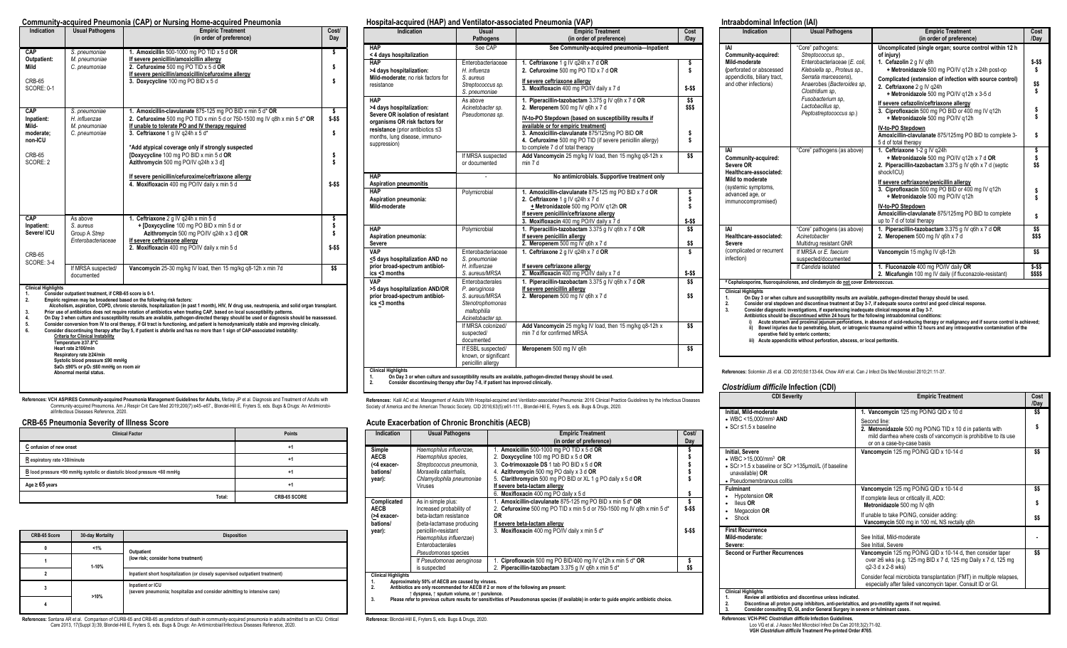## Community-acquired Pneumonia (CAP) or Nursing Home-acquired Pneumonia

| Indication | Usual Pathogens | Empiric Treatment (in order of preference) | Cost/ Day |
|---|---|---|---|
| **CAP Outpatient: Mild** CRB-65 SCORE: 0-1 | *S. pneumoniae* *M. pneumoniae* *C. pneumoniae* | 1. **Amoxicillin** 500-1000 mg PO TID x 5 d **OR** <br> If severe penicillin/amoxicillin allergy <br> 2. **Cefuroxime** 500 mg PO TID x 5 d **OR** <br> If severe penicillin/amoxicillin/cefuroxime allergy <br> 3. **Doxycycline** 100 mg PO BID x 5 d | $ <br> $ <br> $ |
| **CAP Inpatient: Mild-moderate; non-ICU** CRB-65 SCORE: 2 | *S. pneumoniae* *H. influenzae* *M. pneumoniae* *C. pneumoniae* | 1. **Amoxicillin-clavulanate** 875-125 mg PO BID x min 5 d* **OR** <br> 2. **Cefuroxime** 500 mg PO TID x min 5 d or 750-1500 mg IV q8h x min 5 d* **OR** <br> If unable to tolerate PO and IV therapy required <br> 3. **Ceftriaxone** 1 g IV q24h x 5 d* <br><br> *Add atypical coverage only if strongly suspected <br> [**Doxycycline** 100 mg PO BID x min 5 d **OR** <br> **Azithromycin** 500 mg PO/IV q24h x 3 d] <br><br> If severe penicillin/cefuroxime/ceftriaxone allergy <br> 4. **Moxifloxacin** 400 mg PO/IV daily x min 5 d | $ <br> $-$$ <br> $ <br><br> $ <br> $ <br><br> $-$$ |
| **CAP Inpatient: Severe/ ICU** CRB-65 SCORE: 3-4 | As above <br> *S. aureus* <br> Group A *Strep* <br> *Enterobacteriaceae* | 1. **Ceftriaxone** 2 g IV q24h x min 5 d <br> + [**Doxycycline** 100 mg PO BID x min 5 d or <br> **Azithromycin** 500 mg PO/IV q24h x 3 d] **OR** <br> If severe ceftriaxone allergy <br> 2. **Moxifloxacin** 400 mg PO/IV daily x min 5 d | $ <br> $ <br> $ <br><br> $-$$ |
| | If MRSA suspected/ documented | **Vancomycin** 25-30 mg/kg IV load, then 15 mg/kg q8-12h x min 7d | $$ |

**Clinical Highlights**

1. **Consider outpatient treatment, if CRB-65 score is 0-1.**
2. **Empiric regimen may be broadened based on the following risk factors:**
   **Alcoholism, aspiration, COPD, chronic steroids, hospitalization (in past 1 month), HIV, IV drug use, neutropenia, and solid organ transplant.**
3. **Prior use of antibiotics does not require rotation of antibiotics when treating CAP, based on local susceptibility patterns.**
4. **On Day 3 when culture and susceptibility results are available, pathogen-directed therapy should be used or diagnosis should be reassessed.**
5. **Consider conversion from IV to oral therapy, if GI tract is functioning, and patient is hemodynamically stable and improving clinically.**
6. **Consider discontinuing therapy after Day 5, if patient is afebrile and has no more than 1 sign of CAP-associated instability:**
   **Criteria for Clinical Instability**
   **Temperature ≥37.8°C**
   **Heart rate ≥100/min**
   **Respiratory rate ≥24/min**
   **Systolic blood pressure ≤90 mmHg**
   **$SaO_2$ ≤90% or $pO_2$ ≤60 mmHg on room air**
   **Abnormal mental status.**

**References:** VCH ASPIRES Community-acquired Pneumonia Management Guidelines for Adults, Metlay JP et al. Diagnosis and Treatment of Adults with Community-acquired Pneumonia. Am J Respir Crit Care Med 2019;200(7):e45–e67., Blondel-Hill E, Fryters S, eds. Bugs & Drugs: An Antimicrobial/Infectious Diseases Reference, 2020.

## CRB-65 Pneumonia Severity of Illness Score

| Clinical Factor | Points |
|---|---|
| **C** onfusion of new onset | +1 |
| **R** espiratory rate >30/minute | +1 |
| **B** lood pressure <90 mmHg systolic or diastolic blood pressure <60 mmHg | +1 |
| Age ≥ **65** years | +1 |
| **Total:** | **CRB-65 SCORE** |

| CRB-65 Score | 30-day Mortality | Disposition |
|---|---|---|
| 0 | <1% | Outpatient (low risk; consider home treatment) |
| 1 | 1-10% | Outpatient (low risk; consider home treatment) |
| 2 | 1-10% | Inpatient short hospitalization (or closely supervised outpatient treatment) |
| 3 | >10% | Inpatient or ICU (severe pneumonia; hospitalize and consider admitting to intensive care) |
| 4 | >10% | Inpatient or ICU (severe pneumonia; hospitalize and consider admitting to intensive care) |

**References:** Santana AR et al. Comparison of CURB-65 and CRB-65 as predictors of death in community-acquired pneumonia in adults admitted to an ICU. Critical Care 2013, 17(Suppl 3):39, Blondel-Hill E, Fryters S, eds. Bugs & Drugs: An Antimicrobial/Infectious Diseases Reference, 2020.

## Hospital-acquired (HAP) and Ventilator-associated Pneumonia (VAP)

| Indication | Usual Pathogens | Empiric Treatment (in order of preference) | Cost /Day |
|---|---|---|---|
| **HAP < 4 days hospitalization** | See CAP | **See Community-acquired pneumonia—Inpatient** | |
| **HAP >4 days hospitalization: Mild-moderate**; no risk factors for resistance | Enterobacteriaceae <br> *H. influenza* <br> *S. aureus* <br> *Streptococcus sp.* <br> *S. pneumoniae* | 1. **Ceftriaxone** 1 g IV q24h x 7 d **OR** <br> 2. **Cefuroxime** 500 mg PO TID x 7 d **OR** <br> If severe ceftriaxone allergy <br> 3. **Moxifloxacin** 400 mg PO/IV daily x 7 d | $ <br> $ <br><br> $-$$ |
| **HAP >4 days hospitalization: Severe OR isolation of resistant organisms OR risk factors for resistance** (prior antibiotics ≤3 months, lung disease, immuno-suppression) | As above <br> *Acinetobacter sp.* <br> *Pseudomonas sp.* | 1. **Piperacillin-tazobactam** 3.375 g IV q6h x 7 d **OR** <br> 2. **Meropenem** 500 mg IV q6h x 7 d <br> IV-to-PO Stepdown (based on susceptibility results if available or for empiric treatment) <br> 3. **Amoxicillin-clavulanate** 875/125mg PO BID **OR** <br> 4. **Cefuroxime** 500 mg PO TID (if severe penicillin allergy) to complete 7 d of total therapy | $$ <br> $$$ <br><br> $ <br> $ |
| | If MRSA suspected or documented | **Add Vancomycin** 25 mg/kg IV load, then 15 mg/kg q8-12h x min 7 d | $$ |
| **HAP Aspiration pneumonitis** | - | **No antimicrobials. Supportive treatment only** | |
| **HAP Aspiration pneumonia: Mild-moderate** | Polymicrobial | 1. **Amoxicillin-clavulanate** 875-125 mg PO BID x 7 d **OR** <br> 2. **Ceftriaxone** 1 g IV q24h x 7 d <br> + **Metronidazole** 500 mg PO/IV q12h **OR** <br> If severe penicillin/ceftriaxone allergy <br> 3. **Moxifloxacin** 400 mg PO/IV daily x 7 d | $ <br> $ <br> $ <br><br> $-$$ |
| **HAP Aspiration pneumonia: Severe** | Polymicrobial | 1. **Piperacillin-tazobactam** 3.375 g IV q6h x 7 d **OR** <br> If severe penicillin allergy <br> 2. **Meropenem** 500 mg IV q6h x 7 d | $$ <br><br> $$ |
| **VAP ≤5 days hospitalization AND no prior broad-spectrum antibiotics <3 months** | Enterobacteriaceae <br> *S. pneumoniae* <br> *H. influenzae* <br> *S. aureus/MSSA* | 1. **Ceftriaxone** 2 g IV q24h x 7 d **OR** <br> If severe ceftriaxone allergy <br> 2. **Moxifloxacin** 400 mg PO/IV daily x 7 d | $ <br><br> $-$$ |
| **VAP >5 days hospitalization AND/OR prior broad-spectrum antibiotics ≤3 months** | Enterobacterales <br> *P. aeruginosa* <br> *S. aureus/MRSA* <br> *Stenotrophomonas maltophilia* <br> *Acinetobacter sp.* | 1. **Piperacillin-tazobactam** 3.375 g IV q6h x 7 d **OR** <br> If severe penicillin allergy <br> 2. **Meropenem** 500 mg IV q6h x 7 d | $$ <br><br> $$ |
| | If MRSA colonized/ suspected/ documented | **Add Vancomycin** 25 mg/kg IV load, then 15 mg/kg q8-12h x min 7 d for confirmed MRSA | $$ |
| | If ESBL suspected/ known, or significant penicillin allergy | **Meropenem** 500 mg IV q6h | $$ |

**Clinical Highlights**

1. **On Day 3 or when culture and susceptibility results are available, pathogen-directed therapy should be used.**
2. **Consider discontinuing therapy after Day 7-8, if patient has improved clinically.**

**References:** Kalil AC et al. Management of Adults With Hospital-acquired and Ventilator-associated Pneumonia: 2016 Clinical Practice Guidelines by the Infectious Diseases Society of America and the American Thoracic Society. CID 2016;63(5):e61-111., Blondel-Hill E, Fryters S, eds. Bugs & Drugs, 2020.

## Acute Exacerbation of Chronic Bronchitis (AECB)

| Indication | Usual Pathogens | Empiric Treatment (in order of preference) | Cost/ Day |
|---|---|---|---|
| **Simple AECB (<4 exacer-bations/ year):** | *Haemophilus influenzae,* <br> *Haemophilus species,* <br> *Streptococcus pneumonia,* <br> *Moraxella catarrhalis,* <br> *Chlamydophila pneumoniae* <br> Viruses | 1. **Amoxicillin** 500-1000 mg PO TID x 5 d **OR** <br> 2. **Doxycycline** 100 mg PO BID x 5 d **OR** <br> 3. **Co-trimoxazole DS** 1 tab PO BID x 5 d **OR** <br> 4. **Azithromycin** 500 mg PO daily x 3 d **OR** <br> 5. **Clarithromycin** 500 mg PO BID or XL 1 g PO daily x 5 d **OR** <br> If severe beta-lactam allergy <br> 6. **Moxifloxacin** 400 mg PO daily x 5 d | $ <br> $ <br> $ <br> $ <br> $ <br><br> $ |
| **Complicated AECB (>4 exacer-bations/ year):** | As in simple plus: <br> Increased probability of beta-lactam resistance (beta-lactamase producing penicillin-resistant *Haemophilus influenzae*) <br> Enterobacterales <br> *Pseudomonas* species | 1. **Amoxicillin-clavulanate** 875-125 mg PO BID x min 5 d* **OR** <br> 2. **Cefuroxime** 500 mg PO TID x min 5 d or 750-1500 mg IV q8h x min 5 d* <br> **OR** <br> If severe beta-lactam allergy <br> 3. **Moxifloxacin** 400 mg PO/IV daily x min 5 d* | $ <br> $-$$ <br><br><br> $-$$ |
| | If *Pseudomonas aeruginosa* is suspected | 1. **Ciprofloxacin** 500 mg PO BID/400 mg IV q12h x min 5 d* **OR** <br> 2. **Piperacillin-tazobactam** 3.375 g IV q6h x min 5 d* | $ <br> $$ |

**Clinical Highlights**

1. **Approximately 50% of AECB are caused by viruses.**
2. **Antibiotics are only recommended for AECB if 2 or more of the following are present:**
   **↑ dyspnea, ↑ sputum volume, or ↑ purulence.**
3. **Please refer to previous culture results for sensitivities of Pseudomonas species (if available) in order to guide empiric antibiotic choice.**

**Reference:** Blondel-Hill E, Fryters S, eds. Bugs & Drugs, 2020.

## Intraabdominal Infection (IAI)

| Indication | Usual Pathogens | Empiric Treatment (in order of preference) | Cost /Day |
|---|---|---|---|
| **IAI Community-acquired: Mild-moderate** (perforated or abscessed appendicitis, biliary tract, and other infections) | "Core" pathogens: <br> *Streptococcus sp.,* <br> Enterobacteriaceae (*E. coli, Klebsiella sp., Proteus sp., Serratia marcescens*), <br> Anaerobes (*Bacteroides sp, Clostridium sp, Fusobacterium sp, Lactobacillus sp, Peptostreptococcus sp.*) | **Uncomplicated (single organ; source control within 12 h of injury)** <br> 1. **Cefazolin** 2 g IV q8h <br> + **Metronidazole** 500 mg PO/IV q12h x 24h post-op <br> **Complicated (extension of infection with source control)** <br> 2. **Ceftriaxone** 2 g IV q24h <br> + **Metronidazole** 500 mg PO/IV q12h x 3-5 d <br> If severe cefazolin/ceftriaxone allergy <br> 3. **Ciprofloxacin** 500 mg PO BID or 400 mg IV q12h <br> + **Metronidazole** 500 mg PO/IV q12h <br> IV-to-PO Stepdown <br> **Amoxicillin-clavulanate** 875/125mg PO BID to complete 3-5 d of total therapy | $-$$ <br> $ <br><br> $$ <br> $ <br><br> $ <br> $ <br><br> $ |
| **IAI Community-acquired: Severe OR Healthcare-associated: Mild to moderate** (systemic symptoms, advanced age, or immunocompromised) | "Core" pathogens (as above) | 1. **Ceftriaxone** 1-2 g IV q24h <br> + **Metronidazole** 500 mg PO/IV q12h x 7 d **OR** <br> 2. **Piperacillin-tazobactam** 3.375 g IV q6h x 7 d (septic shock/ICU) <br> If severe ceftriaxone/penicillin allergy <br> 3. **Ciprofloxacin** 500 mg PO BID or 400 mg IV q12h <br> + **Metronidazole** 500 mg PO/IV q12h <br> IV-to-PO Stepdown <br> **Amoxicillin-clavulanate** 875/125mg PO BID to complete up to 7 d of total therapy | $ <br> $ <br> $$ <br><br> $ <br> $ <br><br> $ |
| **IAI Healthcare-associated: Severe** (complicated or recurrent infection) | "Core" pathogens (as above) <br> *Acinetobacter* <br> Multidrug resistant GNR | 1. **Piperacillin-tazobactam** 3.375 g IV q6h x 7 d **OR** <br> 2. **Meropenem** 500 mg IV q6h x 7 d | $$ <br> $$$ |
| | If MRSA or *E. faecium* suspected/documented | **Vancomycin** 15 mg/kg IV q8-12h | $$ |
| | If *Candida* isolated | 1. **Fluconazole** 400 mg PO/IV daily **OR** <br> 2. **Micafungin** 100 mg IV daily (if fluconazole-resistant) | $-$$ <br> $$$$ |

**a Cephalosporins, fluoroquinolones, and clindamycin do not cover *Enterococcus*.**

**Clinical Highlights**

1. **On Day 3 or when culture and susceptibility results are available, pathogen-directed therapy should be used.**
2. **Consider oral stepdown and discontinue treatment at Day 3-7, if adequate source control and good clinical response.**
3. **Consider diagnostic investigations, if experiencing inadequate clinical response at Day 3-7.**
   **Antibiotics should be discontinued within 24 hours for the following intraabdominal conditions:**
   i) **Acute stomach and proximal jejunum perforations, in absence of acid-reducing therapy or malignancy and if source control is achieved;**
   ii) **Bowel injuries due to penetrating, blunt, or iatrogenic trauma repaired within 12 hours and any intraoperative contamination of the operative field by enteric contents;**
   iii) **Acute appendicitis without perforation, abscess, or local peritonitis.**

**References:** Solomkin JS et al. CID 2010;50:133-64, Chow AW et al. Can J Infect Dis Med Microbiol 2010;21:11-37.

## *Clostridium difficile* Infection (CDI)

| CDI Severity | Empiric Treatment | Cost /Day |
|---|---|---|
| **Initial, Mild-moderate** <br> • WBC <15,000/mm³ **AND** <br> • SCr ≤1.5 x baseline | 1. **Vancomycin** 125 mg PO/NG QID x 10 d <br> Second line: <br> 2. **Metronidazole** 500 mg PO/NG TID x 10 d in patients with mild diarrhea where costs of vancomycin is prohibitive to its use or on a case-by-case basis | $$ <br><br> $ |
| **Initial, Severe** <br> • WBC >15,000/mm³ **OR** <br> • SCr >1.5 x baseline or SCr >135µmol/L (if baseline unavailable) **OR** <br> • Pseudomembranous colitis | **Vancomycin** 125 mg PO/NG QID x 10-14 d | $$ |
| **Fulminant** <br> • Hypotension **OR** <br> • Ileus **OR** <br> • Megacolon **OR** <br> • Shock | **Vancomycin** 125 mg PO/NG QID x 10-14 d <br> If complete ileus or critically ill, ADD: <br> **Metronidazole** 500 mg IV q8h <br> If unable to take PO/NG, consider adding: <br> **Vancomycin** 500 mg in 100 mL NS rectally q6h | $$ <br><br> $ <br><br> $$ |
| **First Recurrence** <br> **Mild-moderate:** <br> **Severe:** | <br> See Initial, Mild-moderate <br> See Initial, Severe | - |
| **Second or Further Recurrences** | **Vancomycin** 125 mg PO/NG QID x 10-14 d, then consider taper over ≥6 wks (e.g. 125 mg BID x 7 d, 125 mg Daily x 7 d, 125 mg q2-3 d x 2-8 wks) <br> Consider fecal microbiota transplantation (FMT) in multiple relapses, especially after failed vancomycin taper. Consult ID or GI. | $$ |

**Clinical Highlights**

1. **Review all antibiotics and discontinue unless indicated.**
2. **Discontinue all proton pump inhibitors, anti-peristaltics, and pro-motility agents if not required.**
3. **Consider consulting ID, GI, and/or General Surgery in severe or fulminant cases.**

**References:** VCH-PHC *Clostridium difficile* Infection Guidelines,
Loo VG et al. J Assoc Med Microbiol Infect Dis Can 2018;3(2):71-92.
VGH *Clostridium difficile* Treatment Pre-printed Order #765.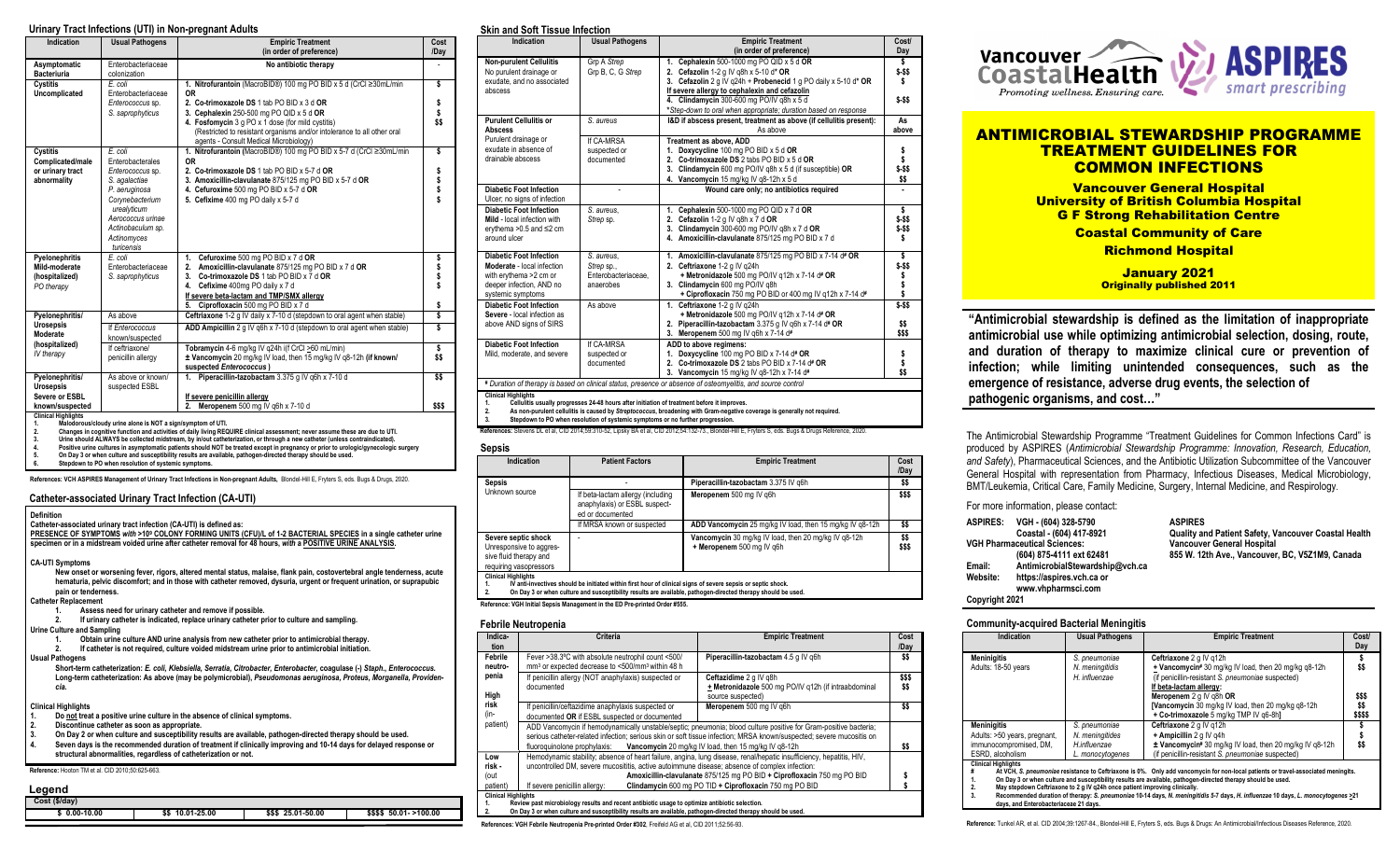## Urinary Tract Infections (UTI) in Non-pregnant Adults

| Indication | Usual Pathogens | Empiric Treatment (in order of preference) | Cost /Day |
|---|---|---|---|
| Asymptomatic Bacteriuria | Enterobacteriaceae colonization | No antibiotic therapy | - |
| Cystitis Uncomplicated | *E. coli* Enterobacteriaceae *Enterococcus* sp. *S. saprophyticus* | 1. Nitrofurantoin (MacroBID®) 100 mg PO BID x 5 d (CrCl ≥30mL/min **OR** 2. Co-trimoxazole DS 1 tab PO BID x 3 d **OR** 3. Cephalexin 250-500 mg PO QID x 5 d **OR** 4. Fosfomycin 3 g PO x 1 dose (for mild cystitis) (Restricted to resistant organisms and/or intolerance to all other oral agents - Consult Medical Microbiology) | $ $ $ $$ |
| Cystitis Complicated/male or urinary tract abnormality | *E. coli* Enterobacterales *Enterococcus* sp. *S. agalactiae* *P. aeruginosa* *Corynebacterium urealyticum* *Aerococcus urinae* *Actinobaculum sp.* *Actinomyces turicensis* | 1. Nitrofurantoin (MacroBID®) 100 mg PO BID x 5-7 d (CrCl ≥30mL/min **OR** 2. Co-trimoxazole DS 1 tab PO BID x 5-7 d **OR** 3. Amoxicillin-clavulanate 875/125 mg PO BID x 5-7 d **OR** 4. Cefuroxime 500 mg PO BID x 5-7 d **OR** 5. Cefixime 400 mg PO daily x 5-7 d | $ $ $ $ $ |
| Pyelonephritis Mild-moderate (hospitalized) *PO therapy* | *E. coli* Enterobacteriaceae *S. saprophyticus* | 1. Cefuroxime 500 mg PO BID x 7 d **OR** 2. Amoxicillin-clavulanate 875/125 mg PO BID x 7 d **OR** 3. Co-trimoxazole DS 1 tab PO BID x 7 d **OR** 4. Cefixime 400mg PO daily x 7 d **If severe beta-lactam and TMP/SMX allergy** 5. Ciprofloxacin 500 mg PO BID x 7 d | $ $ $ $ $ |
| Pyelonephritis/ Urosepsis Moderate (hospitalized) *IV therapy* | As above | Ceftriaxone 1-2 g IV daily x 7-10 d (stepdown to oral agent when stable) | $ |
| | If *Enterococcus* known/suspected | ADD Ampicillin 2 g IV q6h x 7-10 d (stepdown to oral agent when stable) | $ |
| | If ceftriaxone/ penicillin allergy | Tobramycin 4-6 mg/kg IV q24h (if CrCl ≥60 mL/min) ± Vancomycin 20 mg/kg IV load, then 15 mg/kg IV q8-12h (if known/ suspected *Enterococcus*) | $ $$ |
| Pyelonephritis/ Urosepsis Severe or ESBL known/suspected | As above or known/ suspected ESBL | 1. Piperacillin-tazobactam 3.375 g IV q6h x 7-10 d **If severe penicillin allergy** 2. Meropenem 500 mg IV q6h x 7-10 d | $$ $$$ |

**Clinical Highlights**
1. Malodorous/cloudy urine alone is NOT a sign/symptom of UTI.
2. Changes in cognitive function and activities of daily living REQUIRE clinical assessment; never assume these are due to UTI.
3. Urine should ALWAYS be collected midstream, by in/out catheterization, or through a new catheter (unless contraindicated).
4. Positive urine cultures in asymptomatic patients should NOT be treated except in pregnancy or prior to urologic/gynecologic surgery
5. On Day 3 or when culture and susceptibility results are available, pathogen-directed therapy should be used.
6. Stepdown to PO when resolution of systemic symptoms.

References: VCH ASPIRES Management of Urinary Tract Infections in Non-pregnant Adults, Blondel-Hill E, Fryters S, eds. Bugs & Drugs, 2020.

## Catheter-associated Urinary Tract Infection (CA-UTI)

**Definition**

**Catheter-associated urinary tract infection (CA-UTI) is defined as:**
**PRESENCE OF SYMPTOMS with >10⁸ COLONY FORMING UNITS (CFU)/L of 1-2 BACTERIAL SPECIES in a single catheter urine specimen or in a midstream voided urine after catheter removal for 48 hours, with a POSITIVE URINE ANALYSIS.**

**CA-UTI Symptoms**
**New onset or worsening fever, rigors, altered mental status, malaise, flank pain, costovertebral angle tenderness, acute hematuria, pelvic discomfort; and in those with catheter removed, dysuria, urgent or frequent urination, or suprapubic pain or tenderness.**

**Catheter Replacement**
1. Assess need for urinary catheter and remove if possible.
2. If urinary catheter is indicated, replace urinary catheter prior to culture and sampling.

**Urine Culture and Sampling**
1. Obtain urine culture AND urine analysis from new catheter prior to antimicrobial therapy.
2. If catheter is not required, culture voided midstream urine prior to antimicrobial initiation.

**Usual Pathogens**
**Short-term catheterization: *E. coli, Klebsiella, Serratia, Citrobacter, Enterobacter*, coagulase (-) *Staph.*, *Enterococcus*. Long-term catheterization: As above (may be polymicrobial), *Pseudomonas aeruginosa, Proteus, Morganella, Providencia.***

**Clinical Highlights**
1. Do not treat a positive urine culture in the absence of clinical symptoms.
2. Discontinue catheter as soon as appropriate.
3. On Day 2 or when culture and susceptibility results are available, pathogen-directed therapy should be used.
4. Seven days is the recommended duration of treatment if clinically improving and 10-14 days for delayed response or structural abnormalities, regardless of catheterization or not.

Reference: Hooton TM et al. CID 2010;50:625-663.

### Legend

| Cost ($/day) | | | |
|---|---|---|---|
| $ 0.00-10.00 | $$ 10.01-25.00 | $$$ 25.01-50.00 | $$$$ 50.01- >100.00 |

## Skin and Soft Tissue Infection

| Indication | Usual Pathogens | Empiric Treatment (in order of preference) | Cost/ Day |
|---|---|---|---|
| Non-purulent Cellulitis No purulent drainage or exudate, and no associated abscess | Grp A *Strep* Grp B, C, G *Strep* | 1. Cephalexin 500-1000 mg PO QID x 5 d **OR** 2. Cefazolin 1-2 g IV q8h x 5-10 d* **OR** 3. Cefazolin 2 g IV q24h + Probenecid 1 g PO daily x 5-10 d* **OR** **If severe allergy to cephalexin and cefazolin** 4. Clindamycin 300-600 mg PO/IV q8h x 5 d *Step-down to oral when appropriate; duration based on response | $ $-$$ $ $-$$ |
| Purulent Cellulitis or Abscess Purulent drainage or exudate in absence of drainable abscess | *S. aureus* | I&D if abscess present, treatment as above (if cellulitis present): As above | As above |
| | If CA-MRSA suspected or documented | **Treatment as above, ADD** 1. Doxycycline 100 mg PO BID x 5 d **OR** 2. Co-trimoxazole DS 2 tabs PO BID x 5 d **OR** 3. Clindamycin 600 mg PO/IV q8h x 5 d (if susceptible) **OR** 4. Vancomycin 15 mg/kg IV q8-12h x 5 d | $ $ $-$$ $$ |
| Diabetic Foot Infection Ulcer; no signs of infection | - | Wound care only; no antibiotics required | - |
| Diabetic Foot Infection Mild - local infection with erythema >0.5 and ≤2 cm around ulcer | *S. aureus*, *Strep* sp. | 1. Cephalexin 500-1000 mg PO QID x 7 d **OR** 2. Cefazolin 1-2 g IV q8h x 7 d **OR** 3. Clindamycin 300-600 mg PO/IV q8h x 7 d **OR** 4. Amoxicillin-clavulanate 875/125 mg PO BID x 7 d | $ $-$$ $-$$ $ |
| Diabetic Foot Infection Moderate - local infection with erythema >2 cm or deeper infection, AND no systemic symptoms | *S. aureus*, *Strep* sp., Enterobacteriaceae, anaerobes | 1. Amoxicillin-clavulanate 875/125 mg PO BID x 7-14 d# **OR** 2. Ceftriaxone 1-2 g IV q24h + Metronidazole 500 mg PO/IV q12h x 7-14 d# **OR** 3. Clindamycin 600 mg PO/IV q8h + Ciprofloxacin 750 mg PO BID or 400 mg IV q12h x 7-14 d# | $ $-$$ $ $ $ |
| Diabetic Foot Infection Severe - local infection as above AND signs of SIRS | As above | 1. Ceftriaxone 1-2 g IV q24h + Metronidazole 500 mg PO/IV q12h x 7-14 d# **OR** 2. Piperacillin-tazobactam 3.375 g IV q6h x 7-14 d# **OR** 3. Meropenem 500 mg IV q6h x 7-14 d# | $-$$ $$ $$$ |
| Diabetic Foot Infection Mild, moderate, and severe | If CA-MRSA suspected or documented | **ADD to above regimens:** 1. Doxycycline 100 mg PO BID x 7-14 d# **OR** 2. Co-trimoxazole DS 2 tabs PO BID x 7-14 d# **OR** 3. Vancomycin 15 mg/kg IV q8-12h x 7-14 d# | $ $ $$ |

# Duration of therapy is based on clinical status, presence or absence of osteomyelitis, and source control

**Clinical Highlights**
1. Cellulitis usually progresses 24-48 hours after initiation of treatment before it improves.
2. As non-purulent cellulitis is caused by *Streptococcus*, broadening with Gram-negative coverage is generally not required.
3. Stepdown to PO when resolution of systemic symptoms or no further progression.

References: Stevens DL et al, CID 2014;59:e10-52, Lipsky BA et al, CID 2012;54:132-73., Blondel-Hill E, Fryters S, eds. Bugs & Drugs Reference, 2020.

## Sepsis

| Indication | Patient Factors | Empiric Treatment | Cost /Day |
|---|---|---|---|
| Sepsis Unknown source | - | Piperacillin-tazobactam 3.375 IV q6h | $$ |
| | If beta-lactam allergy (including anaphylaxis) or ESBL suspected or documented | Meropenem 500 mg IV q6h | $$$ |
| | If MRSA known or suspected | ADD Vancomycin 25 mg/kg IV load, then 15 mg/kg IV q8-12h | $$ |
| Severe septic shock Unresponsive to aggressive fluid therapy and requiring vasopressors | - | Vancomycin 30 mg/kg IV load, then 20 mg/kg IV q8-12h + Meropenem 500 mg IV q6h | $$ $$$ |

**Clinical Highlights**
1. IV anti-invectives should be initiated within first hour of clinical signs of severe sepsis or septic shock.
2. On Day 3 or when culture and susceptibility results are available, pathogen-directed therapy should be used.

Reference: VGH Initial Sepsis Management in the ED Pre-printed Order #555.

## Febrile Neutropenia

| Indication | Criteria | Empiric Treatment | Cost /Day |
|---|---|---|---|
| Febrile neutropenia High risk (in-patient) | Fever >38.3°C with absolute neutrophil count <500/ mm³ or expected decrease to <500/mm³ within 48 h | Piperacillin-tazobactam 4.5 g IV q6h | $$ |
| | If penicillin allergy (NOT anaphylaxis) suspected or documented | Ceftazidime 2 g IV q8h + Metronidazole 500 mg PO/IV q12h (if intraabdominal source suspected) | $$$ $$ |
| | If penicillin/ceftazidime anaphylaxis suspected or documented **OR** if ESBL suspected or documented | Meropenem 500 mg IV q6h | $$ |
| | ADD Vancomycin if hemodynamically unstable/septic; pneumonia; blood culture positive for Gram-positive bacteria; serious catheter-related infection; serious skin or soft tissue infection; MRSA known/suspected; severe mucositis on fluoroquinolone prophylaxis: **Vancomycin** 20 mg/kg IV load, then 15 mg/kg IV q8-12h | | $$ |
| Low risk - (out patient) | Hemodynamic stability; absence of heart failure, angina, lung disease, renal/hepatic insufficiency, hepatitis, HIV, uncontrolled DM, severe mucositis, active autoimmune disease; absence of complex infection: **Amoxicillin-clavulanate** 875/125 mg PO BID + **Ciprofloxacin** 750 mg PO BID | | $ |
| | If severe penicillin allergy: **Clindamycin** 600 mg PO TID + **Ciprofloxacin** 750 mg PO BID | | $ |

**Clinical Highlights**
1. Review past microbiology results and recent antibiotic usage to optimize antibiotic selection.
2. On Day 3 or when culture and susceptibility results are available, pathogen-directed therapy should be used.

References: VGH Febrile Neutropenia Pre-printed Order #302, Freifeld AG et al, CID 2011;52:56-93.

# Vancouver Coastal Health
*Promoting wellness. Ensuring care.*

# ASPIRES
smart prescribing

# ANTIMICROBIAL STEWARDSHIP PROGRAMME TREATMENT GUIDELINES FOR COMMON INFECTIONS

**Vancouver General Hospital**
**University of British Columbia Hospital**
**G F Strong Rehabilitation Centre**
**Coastal Community of Care**
**Richmond Hospital**

**January 2021**
**Originally published 2011**

**"Antimicrobial stewardship is defined as the limitation of inappropriate antimicrobial use while optimizing antimicrobial selection, dosing, route, and duration of therapy to maximize clinical cure or prevention of infection; while limiting unintended consequences, such as the emergence of resistance, adverse drug events, the selection of pathogenic organisms, and cost…"**

The Antimicrobial Stewardship Programme "Treatment Guidelines for Common Infections Card" is produced by ASPIRES (*Antimicrobial Stewardship Programme: Innovation, Research, Education, and Safety*), Pharmaceutical Sciences, and the Antibiotic Utilization Subcommittee of the Vancouver General Hospital with representation from Pharmacy, Infectious Diseases, Medical Microbiology, BMT/Leukemia, Critical Care, Family Medicine, Surgery, Internal Medicine, and Respirology.

For more information, please contact:

**ASPIRES:** VGH - (604) 328-5790
Coastal - (604) 417-8921
**VGH Pharmaceutical Sciences:**
(604) 875-4111 ext 62481
**Email:** AntimicrobialStewardship@vch.ca
**Website:** https://aspires.vch.ca or www.vhpharmsci.com

**ASPIRES**
**Quality and Patient Safety, Vancouver Coastal Health**
**Vancouver General Hospital**
**855 W. 12th Ave., Vancouver, BC, V5Z1M9, Canada**

**Copyright 2021**

## Community-acquired Bacterial Meningitis

| Indication | Usual Pathogens | Empiric Treatment | Cost/ Day |
|---|---|---|---|
| Meningitis Adults: 18-50 years | *S. pneumoniae* *N. meningitidis* *H. influenzae* | Ceftriaxone 2 g IV q12h + Vancomycin# 30 mg/kg IV load, then 20 mg/kg q8-12h (if penicillin-resistant *S. pneumoniae* suspected) **If beta-lactam allergy:** Meropenem 2 g IV q8h **OR** [Vancomycin 30 mg/kg IV load, then 20 mg/kg q8-12h + Co-trimoxazole 5 mg/kg TMP IV q6-8h] | $ $$ $$$ $$ $$$$ |
| Meningitis Adults: >50 years, pregnant, immunocompromised, DM, ESRD, alcoholism | *S. pneumoniae* *N. meningitides* *H.influenzae* *L. monocytogenes* | Ceftriaxone 2 g IV q12h + Ampicillin 2 g IV q4h ± Vancomycin# 30 mg/kg IV load, then 20 mg/kg IV q8-12h (if penicillin-resistant *S. pneumoniae* suspected) | $ $ $$ |

**Clinical Highlights**
# At VCH, *S. pneumoniae* resistance to Ceftriaxone is 0%. Only add vancomycin for non-local patients or travel-associated meningitis.
1. On Day 3 or when culture and susceptibility results are available, pathogen-directed therapy should be used.
2. May stepdown Ceftriaxone to 2 g IV q24h once patient improving clinically.
3. Recommended duration of therapy: *S. pneumoniae* 10-14 days, *N. meningitidis* 5-7 days, *H. influenzae* 10 days, *L. monocytogenes* ≥21 days, and Enterobacteriaceae 21 days.

Reference: Tunkel AR, et al. CID 2004;39:1267-84., Blondel-Hill E, Fryters S, eds. Bugs & Drugs: An Antimicrobial/Infectious Diseases Reference, 2020.